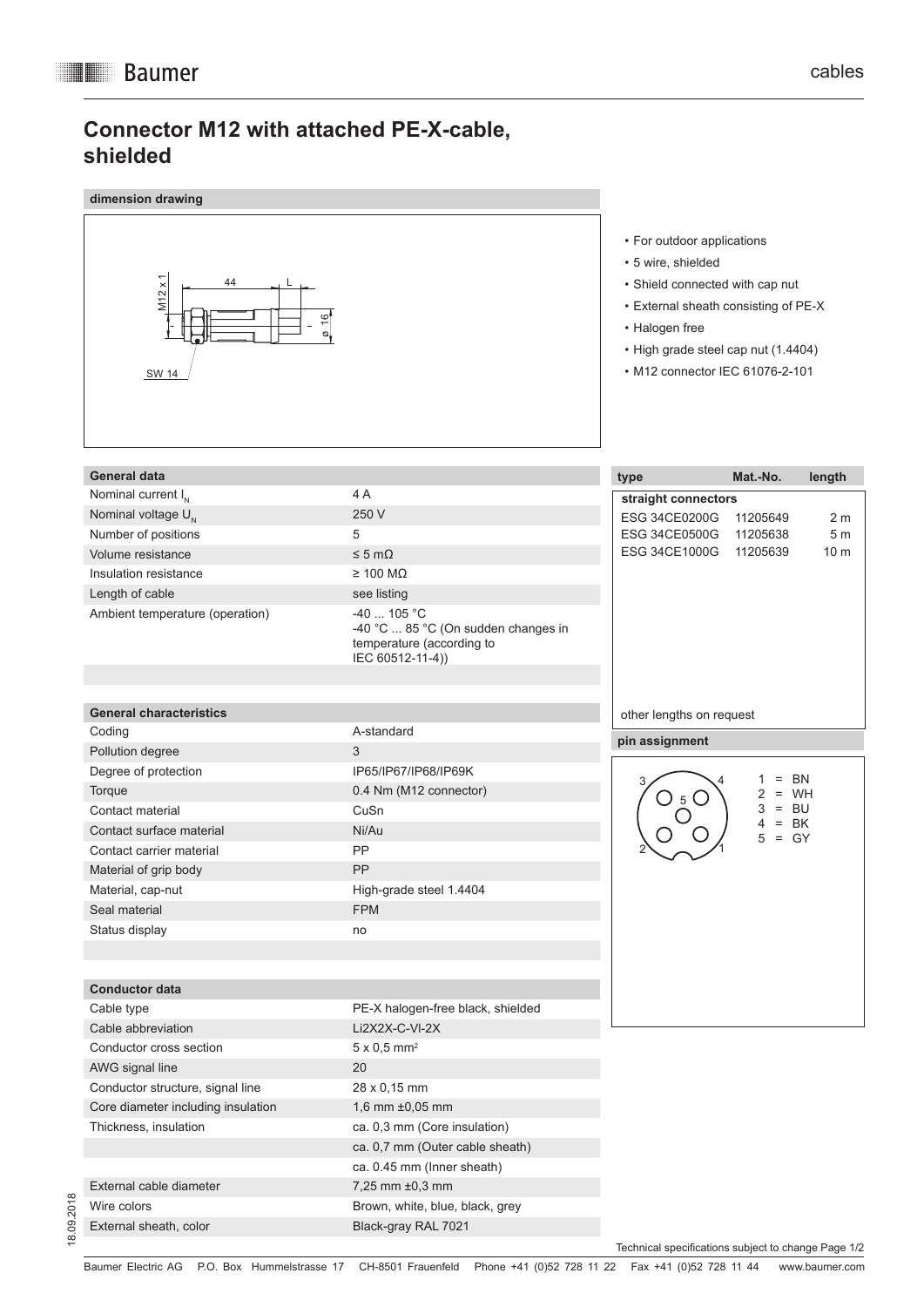# Connector M12 with attached PE-X-cable, shielded

### dimension drawing

- For outdoor applications
- 5 wire, shielded
- Shield connected with cap nut
- External sheath consisting of PE-X
- Halogen free
- High grade steel cap nut (1.4404)
- M12 connector IEC 61076-2-101

| General data | |
|---|---|
| Nominal current $I_N$ | 4 A |
| Nominal voltage $U_N$ | 250 V |
| Number of positions | 5 |
| Volume resistance | ≤ 5 mΩ |
| Insulation resistance | ≥ 100 MΩ |
| Length of cable | see listing |
| Ambient temperature (operation) | -40 ... 105 °C<br>-40 °C ... 85 °C (On sudden changes in temperature (according to IEC 60512-11-4)) |

| General characteristics | |
|---|---|
| Coding | A-standard |
| Pollution degree | 3 |
| Degree of protection | IP65/IP67/IP68/IP69K |
| Torque | 0.4 Nm (M12 connector) |
| Contact material | CuSn |
| Contact surface material | Ni/Au |
| Contact carrier material | PP |
| Material of grip body | PP |
| Material, cap-nut | High-grade steel 1.4404 |
| Seal material | FPM |
| Status display | no |

| Conductor data | |
|---|---|
| Cable type | PE-X halogen-free black, shielded |
| Cable abbreviation | Li2X2X-C-VI-2X |
| Conductor cross section | 5 x 0,5 mm² |
| AWG signal line | 20 |
| Conductor structure, signal line | 28 x 0,15 mm |
| Core diameter including insulation | 1,6 mm ±0,05 mm |
| Thickness, insulation | ca. 0,3 mm (Core insulation) |
| | ca. 0,7 mm (Outer cable sheath) |
| | ca. 0.45 mm (Inner sheath) |
| External cable diameter | 7,25 mm ±0,3 mm |
| Wire colors | Brown, white, blue, black, grey |
| External sheath, color | Black-gray RAL 7021 |

| type | Mat.-No. | length |
|---|---|---|
| **straight connectors** | | |
| ESG 34CE0200G | 11205649 | 2 m |
| ESG 34CE0500G | 11205638 | 5 m |
| ESG 34CE1000G | 11205639 | 10 m |

other lengths on request

### pin assignment

1 = BN
2 = WH
3 = BU
4 = BK
5 = GY

18.09.2018

Technical specifications subject to change

Baumer Electric AG P.O. Box Hummelstrasse 17 CH-8501 Frauenfeld Phone +41 (0)52 728 11 22 Fax +41 (0)52 728 11 44 www.baumer.com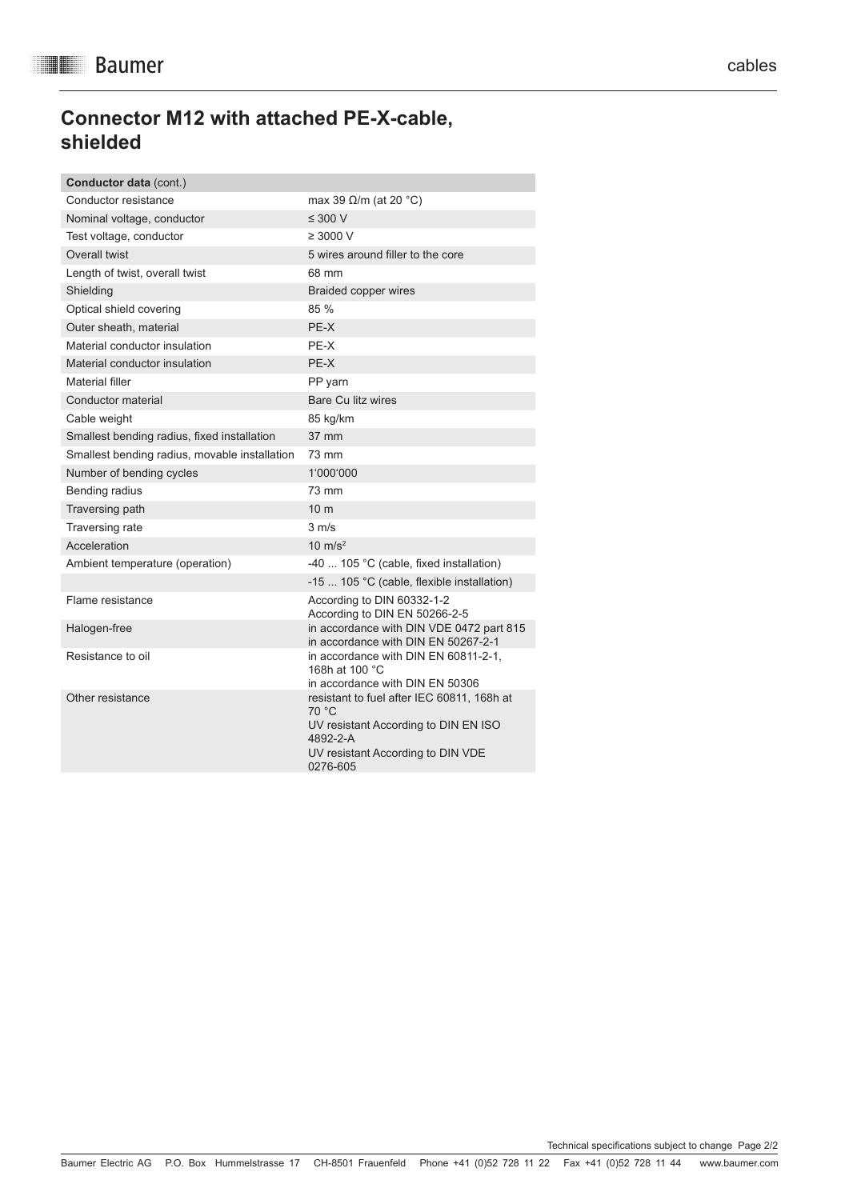# Connector M12 with attached PE-X-cable, shielded

| **Conductor data** (cont.) | |
|---|---|
| Conductor resistance | max 39 Ω/m (at 20 °C) |
| Nominal voltage, conductor | ≤ 300 V |
| Test voltage, conductor | ≥ 3000 V |
| Overall twist | 5 wires around filler to the core |
| Length of twist, overall twist | 68 mm |
| Shielding | Braided copper wires |
| Optical shield covering | 85 % |
| Outer sheath, material | PE-X |
| Material conductor insulation | PE-X |
| Material conductor insulation | PE-X |
| Material filler | PP yarn |
| Conductor material | Bare Cu litz wires |
| Cable weight | 85 kg/km |
| Smallest bending radius, fixed installation | 37 mm |
| Smallest bending radius, movable installation | 73 mm |
| Number of bending cycles | 1'000'000 |
| Bending radius | 73 mm |
| Traversing path | 10 m |
| Traversing rate | 3 m/s |
| Acceleration | 10 m/s$^2$ |
| Ambient temperature (operation) | -40 ... 105 °C (cable, fixed installation) |
| | -15 ... 105 °C (cable, flexible installation) |
| Flame resistance | According to DIN 60332-1-2<br>According to DIN EN 50266-2-5 |
| Halogen-free | in accordance with DIN VDE 0472 part 815<br>in accordance with DIN EN 50267-2-1 |
| Resistance to oil | in accordance with DIN EN 60811-2-1, 168h at 100 °C<br>in accordance with DIN EN 50306 |
| Other resistance | resistant to fuel after IEC 60811, 168h at 70 °C<br>UV resistant According to DIN EN ISO 4892-2-A<br>UV resistant According to DIN VDE 0276-605 |